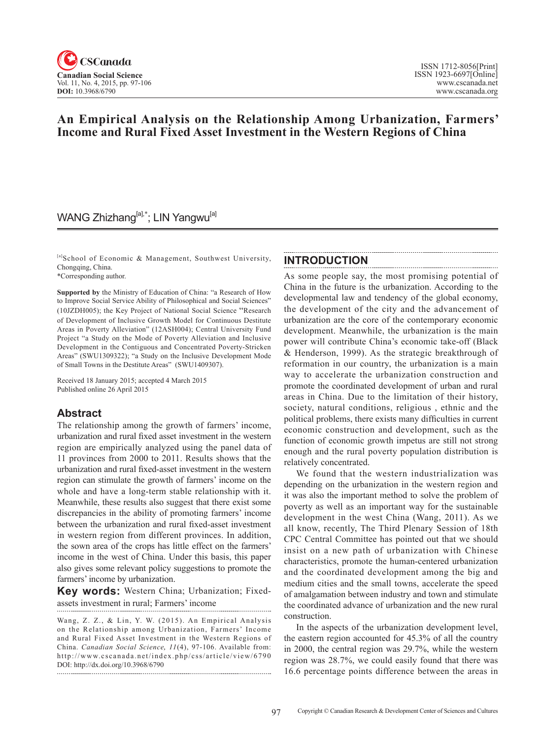# An Empirical Analysis on the Relationship Among Urbanization, Farmers' Income and Rural Fixed Asset Investment in the Western Regions of China

WANG Zhizhang[a],*; LIN Yangwu[a]

[a]School of Economic & Management, Southwest University, Chongqing, China.
*Corresponding author.

**Supported by** the Ministry of Education of China: "a Research of How to Improve Social Service Ability of Philosophical and Social Sciences" (10JZDH005); the Key Project of National Social Science "Research of Development of Inclusive Growth Model for Continuous Destitute Areas in Poverty Alleviation" (12ASH004); Central University Fund Project "a Study on the Mode of Poverty Alleviation and Inclusive Development in the Contiguous and Concentrated Poverty-Stricken Areas" (SWU1309322); "a Study on the Inclusive Development Mode of Small Towns in the Destitute Areas" (SWU1409307).

Received 18 January 2015; accepted 4 March 2015
Published online 26 April 2015

## Abstract

The relationship among the growth of farmers' income, urbanization and rural fixed asset investment in the western region are empirically analyzed using the panel data of 11 provinces from 2000 to 2011. Results shows that the urbanization and rural fixed-asset investment in the western region can stimulate the growth of farmers' income on the whole and have a long-term stable relationship with it. Meanwhile, these results also suggest that there exist some discrepancies in the ability of promoting farmers' income between the urbanization and rural fixed-asset investment in western region from different provinces. In addition, the sown area of the crops has little effect on the farmers' income in the west of China. Under this basis, this paper also gives some relevant policy suggestions to promote the farmers' income by urbanization.

**Key words:** Western China; Urbanization; Fixed-assets investment in rural; Farmers' income

Wang, Z. Z., & Lin, Y. W. (2015). An Empirical Analysis on the Relationship among Urbanization, Farmers' Income and Rural Fixed Asset Investment in the Western Regions of China. *Canadian Social Science, 11*(4), 97-106. Available from: http://www.cscanada.net/index.php/css/article/view/6790
DOI: http://dx.doi.org/10.3968/6790

## INTRODUCTION

As some people say, the most promising potential of China in the future is the urbanization. According to the developmental law and tendency of the global economy, the development of the city and the advancement of urbanization are the core of the contemporary economic development. Meanwhile, the urbanization is the main power will contribute China's economic take-off (Black & Henderson, 1999). As the strategic breakthrough of reformation in our country, the urbanization is a main way to accelerate the urbanization construction and promote the coordinated development of urban and rural areas in China. Due to the limitation of their history, society, natural conditions, religious , ethnic and the political problems, there exists many difficulties in current economic construction and development, such as the function of economic growth impetus are still not strong enough and the rural poverty population distribution is relatively concentrated.

We found that the western industrialization was depending on the urbanization in the western region and it was also the important method to solve the problem of poverty as well as an important way for the sustainable development in the west China (Wang, 2011). As we all know, recently, The Third Plenary Session of 18th CPC Central Committee has pointed out that we should insist on a new path of urbanization with Chinese characteristics, promote the human-centered urbanization and the coordinated development among the big and medium cities and the small towns, accelerate the speed of amalgamation between industry and town and stimulate the coordinated advance of urbanization and the new rural construction.

In the aspects of the urbanization development level, the eastern region accounted for 45.3% of all the country in 2000, the central region was 29.7%, while the western region was 28.7%, we could easily found that there was 16.6 percentage points difference between the areas in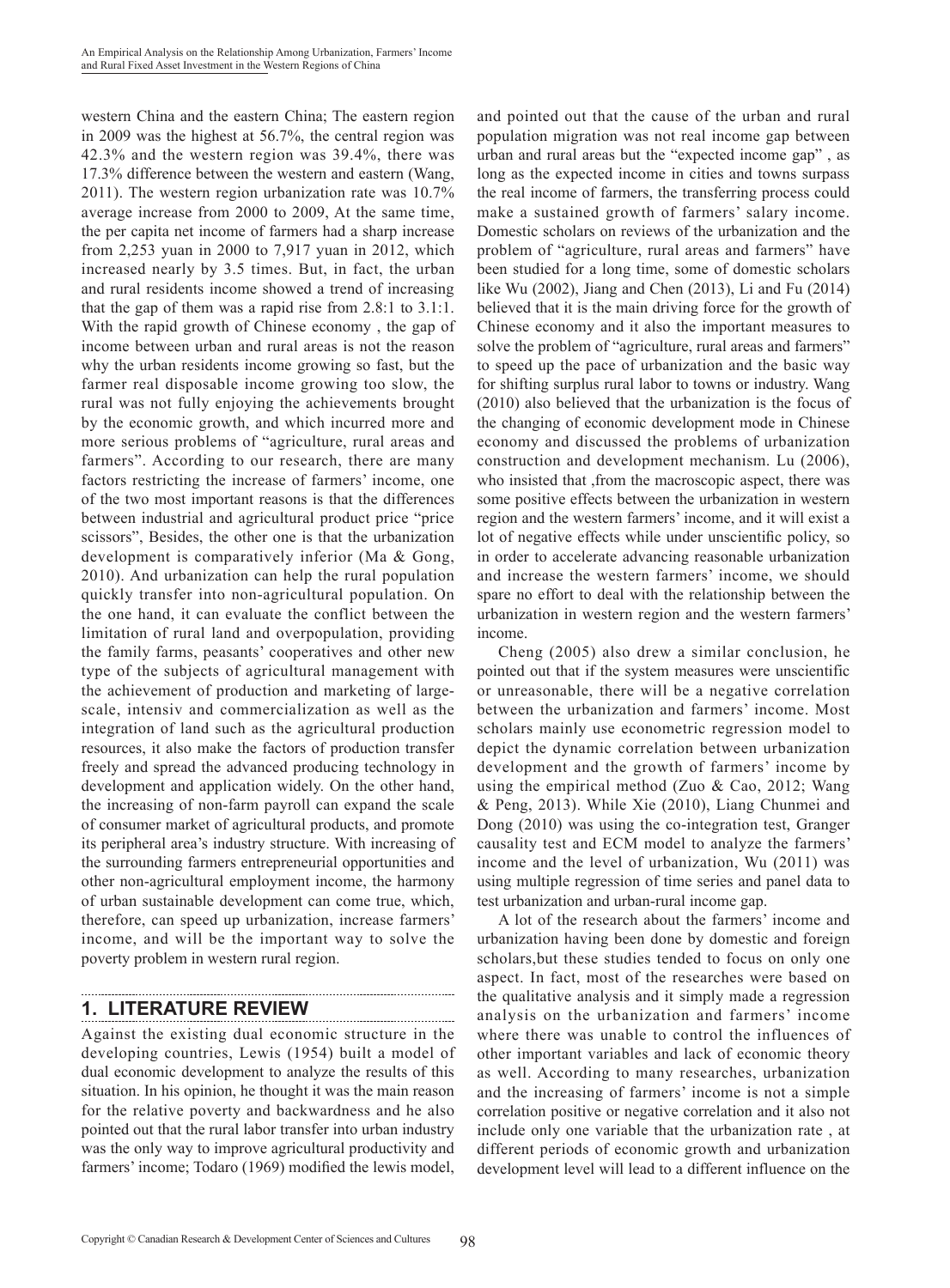western China and the eastern China; The eastern region in 2009 was the highest at 56.7%, the central region was 42.3% and the western region was 39.4%, there was 17.3% difference between the western and eastern (Wang, 2011). The western region urbanization rate was 10.7% average increase from 2000 to 2009, At the same time, the per capita net income of farmers had a sharp increase from 2,253 yuan in 2000 to 7,917 yuan in 2012, which increased nearly by 3.5 times. But, in fact, the urban and rural residents income showed a trend of increasing that the gap of them was a rapid rise from 2.8:1 to 3.1:1. With the rapid growth of Chinese economy , the gap of income between urban and rural areas is not the reason why the urban residents income growing so fast, but the farmer real disposable income growing too slow, the rural was not fully enjoying the achievements brought by the economic growth, and which incurred more and more serious problems of "agriculture, rural areas and farmers". According to our research, there are many factors restricting the increase of farmers' income, one of the two most important reasons is that the differences between industrial and agricultural product price "price scissors", Besides, the other one is that the urbanization development is comparatively inferior (Ma & Gong, 2010). And urbanization can help the rural population quickly transfer into non-agricultural population. On the one hand, it can evaluate the conflict between the limitation of rural land and overpopulation, providing the family farms, peasants' cooperatives and other new type of the subjects of agricultural management with the achievement of production and marketing of large-scale, intensiv and commercialization as well as the integration of land such as the agricultural production resources, it also make the factors of production transfer freely and spread the advanced producing technology in development and application widely. On the other hand, the increasing of non-farm payroll can expand the scale of consumer market of agricultural products, and promote its peripheral area's industry structure. With increasing of the surrounding farmers entrepreneurial opportunities and other non-agricultural employment income, the harmony of urban sustainable development can come true, which, therefore, can speed up urbanization, increase farmers' income, and will be the important way to solve the poverty problem in western rural region.

## 1. LITERATURE REVIEW

Against the existing dual economic structure in the developing countries, Lewis (1954) built a model of dual economic development to analyze the results of this situation. In his opinion, he thought it was the main reason for the relative poverty and backwardness and he also pointed out that the rural labor transfer into urban industry was the only way to improve agricultural productivity and farmers' income; Todaro (1969) modified the lewis model, and pointed out that the cause of the urban and rural population migration was not real income gap between urban and rural areas but the "expected income gap" , as long as the expected income in cities and towns surpass the real income of farmers, the transferring process could make a sustained growth of farmers' salary income. Domestic scholars on reviews of the urbanization and the problem of "agriculture, rural areas and farmers" have been studied for a long time, some of domestic scholars like Wu (2002), Jiang and Chen (2013), Li and Fu (2014) believed that it is the main driving force for the growth of Chinese economy and it also the important measures to solve the problem of "agriculture, rural areas and farmers" to speed up the pace of urbanization and the basic way for shifting surplus rural labor to towns or industry. Wang (2010) also believed that the urbanization is the focus of the changing of economic development mode in Chinese economy and discussed the problems of urbanization construction and development mechanism. Lu (2006), who insisted that ,from the macroscopic aspect, there was some positive effects between the urbanization in western region and the western farmers' income, and it will exist a lot of negative effects while under unscientific policy, so in order to accelerate advancing reasonable urbanization and increase the western farmers' income, we should spare no effort to deal with the relationship between the urbanization in western region and the western farmers' income.

Cheng (2005) also drew a similar conclusion, he pointed out that if the system measures were unscientific or unreasonable, there will be a negative correlation between the urbanization and farmers' income. Most scholars mainly use econometric regression model to depict the dynamic correlation between urbanization development and the growth of farmers' income by using the empirical method (Zuo & Cao, 2012; Wang & Peng, 2013). While Xie (2010), Liang Chunmei and Dong (2010) was using the co-integration test, Granger causality test and ECM model to analyze the farmers' income and the level of urbanization, Wu (2011) was using multiple regression of time series and panel data to test urbanization and urban-rural income gap.

A lot of the research about the farmers' income and urbanization having been done by domestic and foreign scholars,but these studies tended to focus on only one aspect. In fact, most of the researches were based on the qualitative analysis and it simply made a regression analysis on the urbanization and farmers' income where there was unable to control the influences of other important variables and lack of economic theory as well. According to many researches, urbanization and the increasing of farmers' income is not a simple correlation positive or negative correlation and it also not include only one variable that the urbanization rate , at different periods of economic growth and urbanization development level will lead to a different influence on the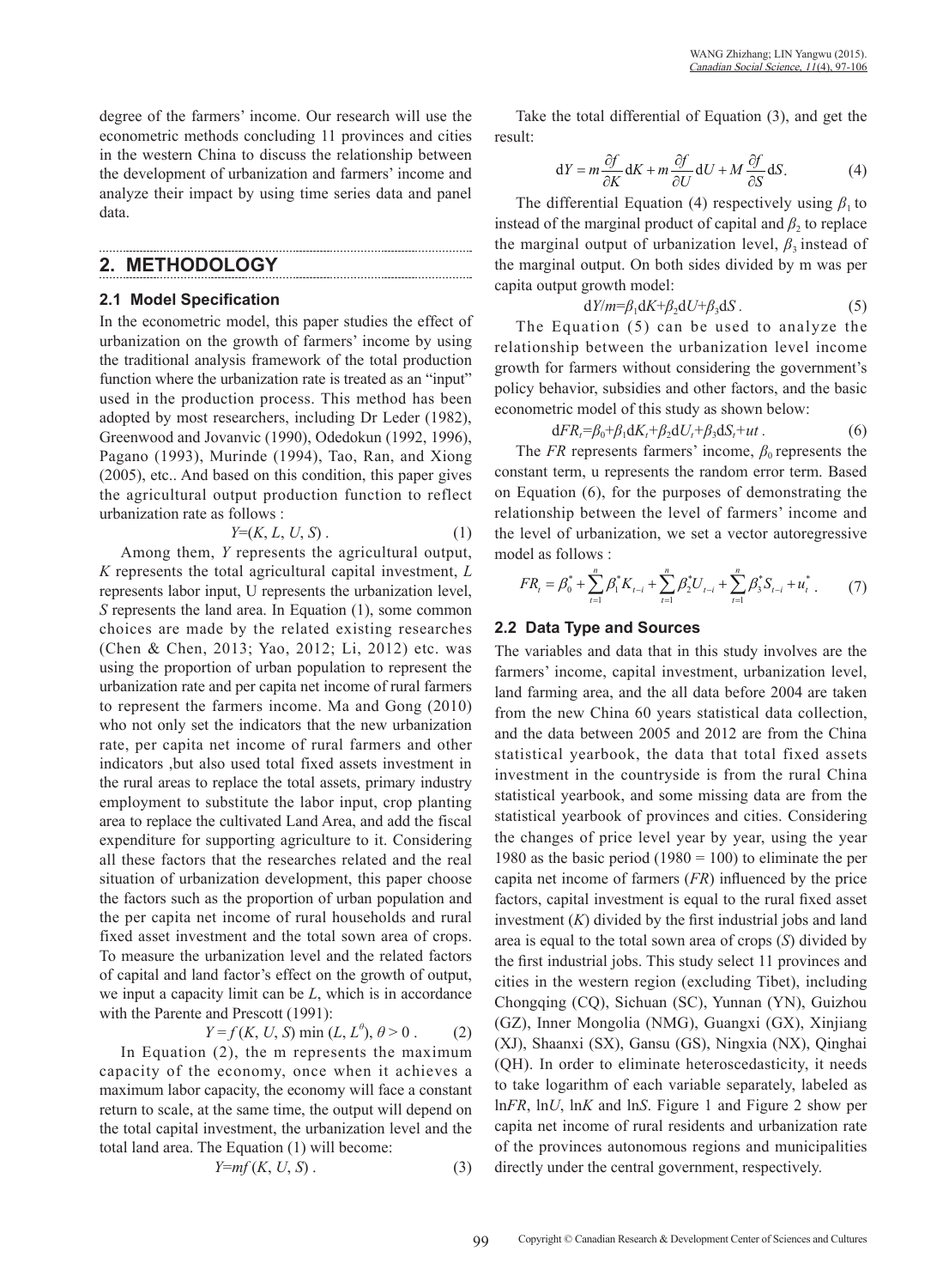degree of the farmers' income. Our research will use the econometric methods concluding 11 provinces and cities in the western China to discuss the relationship between the development of urbanization and farmers' income and analyze their impact by using time series data and panel data.

## 2. METHODOLOGY

### 2.1 Model Specification

In the econometric model, this paper studies the effect of urbanization on the growth of farmers' income by using the traditional analysis framework of the total production function where the urbanization rate is treated as an "input" used in the production process. This method has been adopted by most researchers, including Dr Leder (1982), Greenwood and Jovanvic (1990), Odedokun (1992, 1996), Pagano (1993), Murinde (1994), Tao, Ran, and Xiong (2005), etc.. And based on this condition, this paper gives the agricultural output production function to reflect urbanization rate as follows :

$$Y=(K, L, U, S)\,. \tag{1}$$

Among them, $Y$ represents the agricultural output, $K$ represents the total agricultural capital investment, $L$ represents labor input, U represents the urbanization level, $S$ represents the land area. In Equation (1), some common choices are made by the related existing researches (Chen & Chen, 2013; Yao, 2012; Li, 2012) etc. was using the proportion of urban population to represent the urbanization rate and per capita net income of rural farmers to represent the farmers income. Ma and Gong (2010) who not only set the indicators that the new urbanization rate, per capita net income of rural farmers and other indicators ,but also used total fixed assets investment in the rural areas to replace the total assets, primary industry employment to substitute the labor input, crop planting area to replace the cultivated Land Area, and add the fiscal expenditure for supporting agriculture to it. Considering all these factors that the researches related and the real situation of urbanization development, this paper choose the factors such as the proportion of urban population and the per capita net income of rural households and rural fixed asset investment and the total sown area of crops. To measure the urbanization level and the related factors of capital and land factor's effect on the growth of output, we input a capacity limit can be $L$, which is in accordance with the Parente and Prescott (1991):

$$Y = f(K, U, S)\min(L, L^{\theta}),\ \theta > 0\,. \tag{2}$$

In Equation (2), the m represents the maximum capacity of the economy, once when it achieves a maximum labor capacity, the economy will face a constant return to scale, at the same time, the output will depend on the total capital investment, the urbanization level and the total land area. The Equation (1) will become:

$$Y=mf(K, U, S)\,. \tag{3}$$

Take the total differential of Equation (3), and get the result:

$$\mathrm{d}Y = m\frac{\partial f}{\partial K}\mathrm{d}K + m\frac{\partial f}{\partial U}\mathrm{d}U + M\frac{\partial f}{\partial S}\mathrm{d}S. \tag{4}$$

The differential Equation (4) respectively using $\beta_1$ to instead of the marginal product of capital and $\beta_2$ to replace the marginal output of urbanization level, $\beta_3$ instead of the marginal output. On both sides divided by m was per capita output growth model:

$$\mathrm{d}Y/m=\beta_1\mathrm{d}K+\beta_2\mathrm{d}U+\beta_3\mathrm{d}S\,. \tag{5}$$

The Equation (5) can be used to analyze the relationship between the urbanization level income growth for farmers without considering the government's policy behavior, subsidies and other factors, and the basic econometric model of this study as shown below:

$$\mathrm{d}FR_t=\beta_0+\beta_1\mathrm{d}K_t+\beta_2\mathrm{d}U_t+\beta_3\mathrm{d}S_t+ut\,. \tag{6}$$

The $FR$ represents farmers' income, $\beta_0$ represents the constant term, u represents the random error term. Based on Equation (6), for the purposes of demonstrating the relationship between the level of farmers' income and the level of urbanization, we set a vector autoregressive model as follows :

$$FR_t = \beta_0^* + \sum_{t=1}^{n}\beta_1^* K_{t-i} + \sum_{t=1}^{n}\beta_2^* U_{t-i} + \sum_{t=1}^{n}\beta_3^* S_{t-i} + u_t^*\,. \tag{7}$$

### 2.2 Data Type and Sources

The variables and data that in this study involves are the farmers' income, capital investment, urbanization level, land farming area, and the all data before 2004 are taken from the new China 60 years statistical data collection, and the data between 2005 and 2012 are from the China statistical yearbook, the data that total fixed assets investment in the countryside is from the rural China statistical yearbook, and some missing data are from the statistical yearbook of provinces and cities. Considering the changes of price level year by year, using the year 1980 as the basic period (1980 = 100) to eliminate the per capita net income of farmers ($FR$) influenced by the price factors, capital investment is equal to the rural fixed asset investment ($K$) divided by the first industrial jobs and land area is equal to the total sown area of crops ($S$) divided by the first industrial jobs. This study select 11 provinces and cities in the western region (excluding Tibet), including Chongqing (CQ), Sichuan (SC), Yunnan (YN), Guizhou (GZ), Inner Mongolia (NMG), Guangxi (GX), Xinjiang (XJ), Shaanxi (SX), Gansu (GS), Ningxia (NX), Qinghai (QH). In order to eliminate heteroscedasticity, it needs to take logarithm of each variable separately, labeled as ln$FR$, ln$U$, ln$K$ and ln$S$. Figure 1 and Figure 2 show per capita net income of rural residents and urbanization rate of the provinces autonomous regions and municipalities directly under the central government, respectively.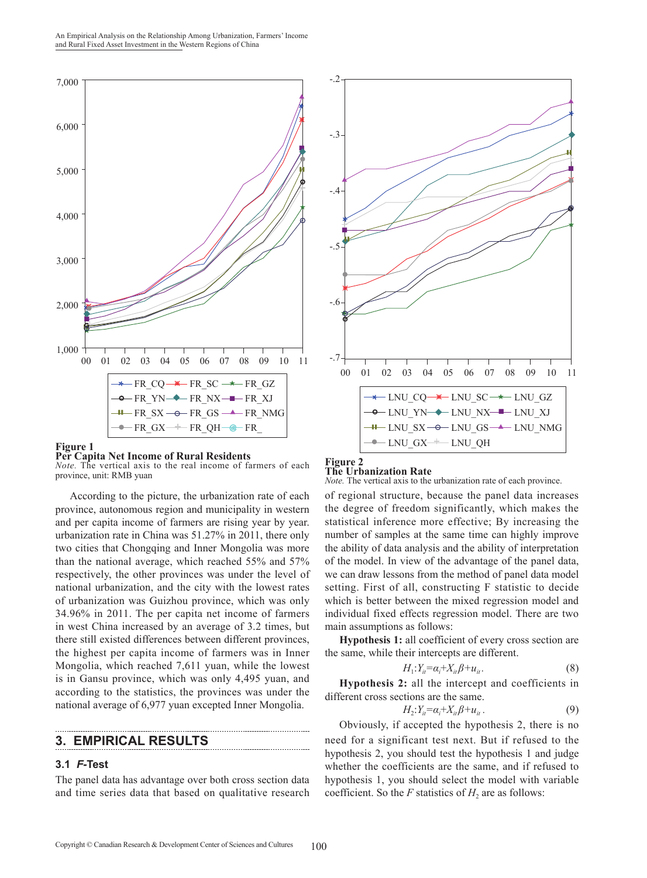**Figure 1**
**Per Capita Net Income of Rural Residents**
*Note.* The vertical axis to the real income of farmers of each province, unit: RMB yuan

**Figure 2**
**The Urbanization Rate**
*Note.* The vertical axis to the urbanization rate of each province.

According to the picture, the urbanization rate of each province, autonomous region and municipality in western and per capita income of farmers are rising year by year. urbanization rate in China was 51.27% in 2011, there only two cities that Chongqing and Inner Mongolia was more than the national average, which reached 55% and 57% respectively, the other provinces was under the level of national urbanization, and the city with the lowest rates of urbanization was Guizhou province, which was only 34.96% in 2011. The per capita net income of farmers in west China increased by an average of 3.2 times, but there still existed differences between different provinces, the highest per capita income of farmers was in Inner Mongolia, which reached 7,611 yuan, while the lowest is in Gansu province, which was only 4,495 yuan, and according to the statistics, the provinces was under the national average of 6,977 yuan excepted Inner Mongolia.

## 3. EMPIRICAL RESULTS

### 3.1 *F*-Test

The panel data has advantage over both cross section data and time series data that based on qualitative research of regional structure, because the panel data increases the degree of freedom significantly, which makes the statistical inference more effective; By increasing the number of samples at the same time can highly improve the ability of data analysis and the ability of interpretation of the model. In view of the advantage of the panel data, we can draw lessons from the method of panel data model setting. First of all, constructing F statistic to decide which is better between the mixed regression model and individual fixed effects regression model. There are two main assumptions as follows:

**Hypothesis 1:** all coefficient of every cross section are the same, while their intercepts are different.

$$H_1\!:Y_{it}=\alpha_i+X_{it}\beta+u_{it}. \tag{8}$$

**Hypothesis 2:** all the intercept and coefficients in different cross sections are the same.

$$H_2\!:Y_{it}=\alpha_i+X_{it}\beta+u_{it}. \tag{9}$$

Obviously, if accepted the hypothesis 2, there is no need for a significant test next. But if refused to the hypothesis 2, you should test the hypothesis 1 and judge whether the coefficients are the same, and if refused to hypothesis 1, you should select the model with variable coefficient. So the *F* statistics of $H_2$ are as follows: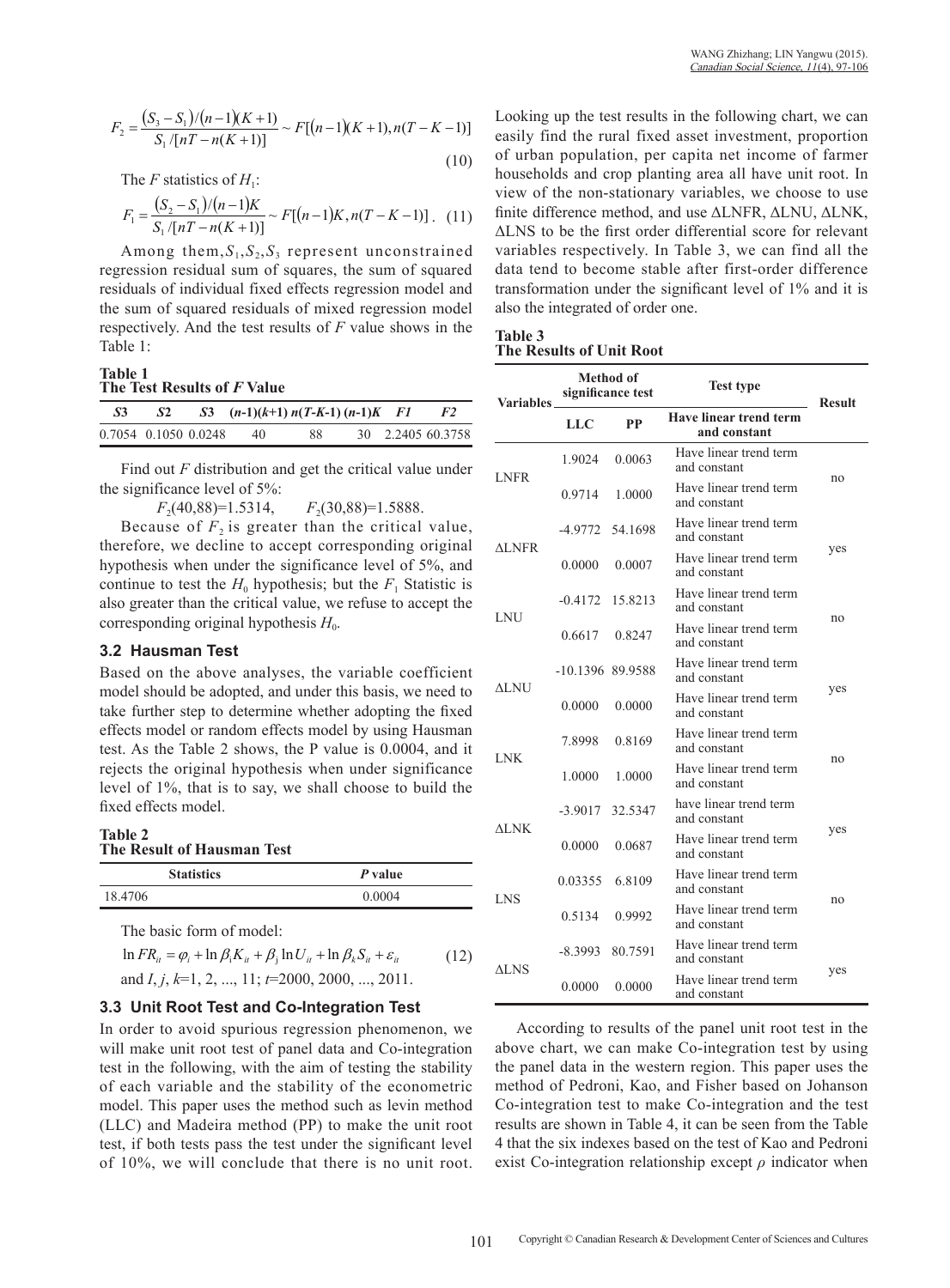$$F_2 = \frac{(S_3 - S_1)/(n-1)(K+1)}{S_1/[nT - n(K+1)]} \sim F[(n-1)(K+1), n(T-K-1)] \tag{10}$$

The $F$ statistics of $H_1$:

$$F_1 = \frac{(S_2 - S_1)/(n-1)K}{S_1/[nT - n(K+1)]} \sim F[(n-1)K, n(T-K-1)] \tag{11}$$

Among them, $S_1, S_2, S_3$ represent unconstrained regression residual sum of squares, the sum of squared residuals of individual fixed effects regression model and the sum of squared residuals of mixed regression model respectively. And the test results of $F$ value shows in the Table 1:

**Table 1**
**The Test Results of *F* Value**

| *S3* | *S2* | *S3* | (*n*-1)(*k*+1) | *n*(*T*-*K*-1) | (*n*-1)*K* | *F1* | *F2* |
|---|---|---|---|---|---|---|---|
| 0.7054 | 0.1050 | 0.0248 | 40 | 88 | 30 | 2.2405 | 60.3758 |

Find out $F$ distribution and get the critical value under the significance level of 5%:

$F_2(40,88)=1.5314$, $F_2(30,88)=1.5888$.

Because of $F_2$ is greater than the critical value, therefore, we decline to accept corresponding original hypothesis when under the significance level of 5%, and continue to test the $H_0$ hypothesis; but the $F_1$ Statistic is also greater than the critical value, we refuse to accept the corresponding original hypothesis $H_0$.

### 3.2 Hausman Test

Based on the above analyses, the variable coefficient model should be adopted, and under this basis, we need to take further step to determine whether adopting the fixed effects model or random effects model by using Hausman test. As the Table 2 shows, the P value is 0.0004, and it rejects the original hypothesis when under significance level of 1%, that is to say, we shall choose to build the fixed effects model.

**Table 2**
**The Result of Hausman Test**

| Statistics | *P* value |
|---|---|
| 18.4706 | 0.0004 |

The basic form of model:

$$\ln FR_{it} = \varphi_i + \ln \beta_i K_{it} + \beta_j \ln U_{it} + \ln \beta_k S_{it} + \varepsilon_{it} \tag{12}$$

and $I, j, k$=1, 2, ..., 11; $t$=2000, 2000, ..., 2011.

### 3.3 Unit Root Test and Co-Integration Test

In order to avoid spurious regression phenomenon, we will make unit root test of panel data and Co-integration test in the following, with the aim of testing the stability of each variable and the stability of the econometric model. This paper uses the method such as levin method (LLC) and Madeira method (PP) to make the unit root test, if both tests pass the test under the significant level of 10%, we will conclude that there is no unit root. Looking up the test results in the following chart, we can easily find the rural fixed asset investment, proportion of urban population, per capita net income of farmer households and crop planting area all have unit root. In view of the non-stationary variables, we choose to use finite difference method, and use ΔLNFR, ΔLNU, ΔLNK, ΔLNS to be the first order differential score for relevant variables respectively. In Table 3, we can find all the data tend to become stable after first-order difference transformation under the significant level of 1% and it is also the integrated of order one.

**Table 3**
**The Results of Unit Root**

| Variables | Method of significance test | | Test type | Result |
|---|---|---|---|---|
| | LLC | PP | Have linear trend term and constant | |
| LNFR | 1.9024 | 0.0063 | Have linear trend term and constant | no |
| | 0.9714 | 1.0000 | Have linear trend term and constant | |
| ΔLNFR | -4.9772 | 54.1698 | Have linear trend term and constant | yes |
| | 0.0000 | 0.0007 | Have linear trend term and constant | |
| LNU | -0.4172 | 15.8213 | Have linear trend term and constant | no |
| | 0.6617 | 0.8247 | Have linear trend term and constant | |
| ΔLNU | -10.1396 | 89.9588 | Have linear trend term and constant | yes |
| | 0.0000 | 0.0000 | Have linear trend term and constant | |
| LNK | 7.8998 | 0.8169 | Have linear trend term and constant | no |
| | 1.0000 | 1.0000 | Have linear trend term and constant | |
| ΔLNK | -3.9017 | 32.5347 | have linear trend term and constant | yes |
| | 0.0000 | 0.0687 | Have linear trend term and constant | |
| LNS | 0.03355 | 6.8109 | Have linear trend term and constant | no |
| | 0.5134 | 0.9992 | Have linear trend term and constant | |
| ΔLNS | -8.3993 | 80.7591 | Have linear trend term and constant | yes |
| | 0.0000 | 0.0000 | Have linear trend term and constant | |

According to results of the panel unit root test in the above chart, we can make Co-integration test by using the panel data in the western region. This paper uses the method of Pedroni, Kao, and Fisher based on Johanson Co-integration test to make Co-integration and the test results are shown in Table 4, it can be seen from the Table 4 that the six indexes based on the test of Kao and Pedroni exist Co-integration relationship except $\rho$ indicator when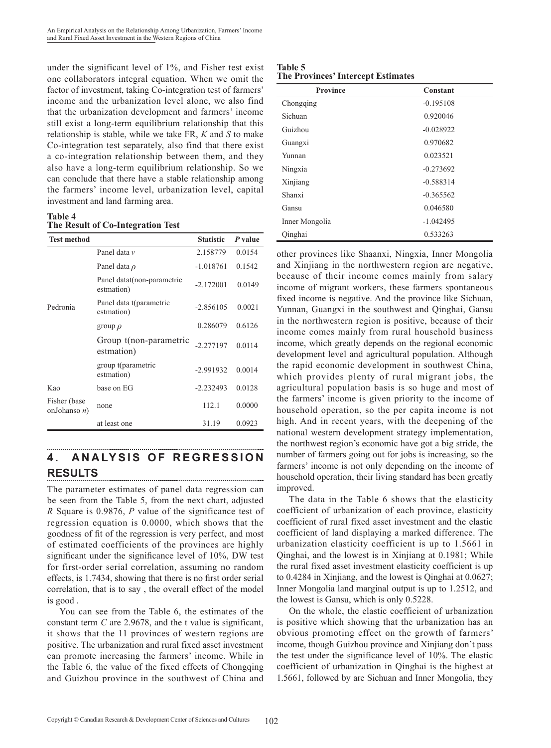under the significant level of 1%, and Fisher test exist one collaborators integral equation. When we omit the factor of investment, taking Co-integration test of farmers' income and the urbanization level alone, we also find that the urbanization development and farmers' income still exist a long-term equilibrium relationship that this relationship is stable, while we take FR, *K* and *S* to make Co-integration test separately, also find that there exist a co-integration relationship between them, and they also have a long-term equilibrium relationship. So we can conclude that there have a stable relationship among the farmers' income level, urbanization level, capital investment and land farming area.

**Table 4**
**The Result of Co-Integration Test**

| Test method | | Statistic | *P* value |
|---|---|---|---|
| Pedronia | Panel data $v$ | 2.158779 | 0.0154 |
| | Panel data $\rho$ | -1.018761 | 0.1542 |
| | Panel datat(non-parametric estmation) | -2.172001 | 0.0149 |
| | Panel data t(parametric estmation) | -2.856105 | 0.0021 |
| | group $\rho$ | 0.286079 | 0.6126 |
| | Group t(non-parametric estmation) | -2.277197 | 0.0114 |
| | group t(parametric estmation) | -2.991932 | 0.0014 |
| Kao | base on EG | -2.232493 | 0.0128 |
| Fisher (base onJohanso $n$) | none | 112.1 | 0.0000 |
| | at least one | 31.19 | 0.0923 |

## 4. ANALYSIS OF REGRESSION RESULTS

The parameter estimates of panel data regression can be seen from the Table 5, from the next chart, adjusted *R* Square is 0.9876, *P* value of the significance test of regression equation is 0.0000, which shows that the goodness of fit of the regression is very perfect, and most of estimated coefficients of the provinces are highly significant under the significance level of 10%, DW test for first-order serial correlation, assuming no random effects, is 1.7434, showing that there is no first order serial correlation, that is to say , the overall effect of the model is good .

You can see from the Table 6, the estimates of the constant term *C* are 2.9678, and the t value is significant, it shows that the 11 provinces of western regions are positive. The urbanization and rural fixed asset investment can promote increasing the farmers' income. While in the Table 6, the value of the fixed effects of Chongqing and Guizhou province in the southwest of China and other provinces like Shaanxi, Ningxia, Inner Mongolia and Xinjiang in the northwestern region are negative, because of their income comes mainly from salary income of migrant workers, these farmers spontaneous fixed income is negative. And the province like Sichuan, Yunnan, Guangxi in the southwest and Qinghai, Gansu in the northwestern region is positive, because of their income comes mainly from rural household business income, which greatly depends on the regional economic development level and agricultural population. Although the rapid economic development in southwest China, which provides plenty of rural migrant jobs, the agricultural population basis is so huge and most of the farmers' income is given priority to the income of household operation, so the per capita income is not high. And in recent years, with the deepening of the national western development strategy implementation, the northwest region's economic have got a big stride, the number of farmers going out for jobs is increasing, so the farmers' income is not only depending on the income of household operation, their living standard has been greatly improved.

**Table 5**
**The Provinces' Intercept Estimates**

| Province | Constant |
|---|---|
| Chongqing | -0.195108 |
| Sichuan | 0.920046 |
| Guizhou | -0.028922 |
| Guangxi | 0.970682 |
| Yunnan | 0.023521 |
| Ningxia | -0.273692 |
| Xinjiang | -0.588314 |
| Shanxi | -0.365562 |
| Gansu | 0.046580 |
| Inner Mongolia | -1.042495 |
| Qinghai | 0.533263 |

The data in the Table 6 shows that the elasticity coefficient of urbanization of each province, elasticity coefficient of rural fixed asset investment and the elastic coefficient of land displaying a marked difference. The urbanization elasticity coefficient is up to 1.5661 in Qinghai, and the lowest is in Xinjiang at 0.1981; While the rural fixed asset investment elasticity coefficient is up to 0.4284 in Xinjiang, and the lowest is Qinghai at 0.0627; Inner Mongolia land marginal output is up to 1.2512, and the lowest is Gansu, which is only 0.5228.

On the whole, the elastic coefficient of urbanization is positive which showing that the urbanization has an obvious promoting effect on the growth of farmers' income, though Guizhou province and Xinjiang don't pass the test under the significance level of 10%. The elastic coefficient of urbanization in Qinghai is the highest at 1.5661, followed by are Sichuan and Inner Mongolia, they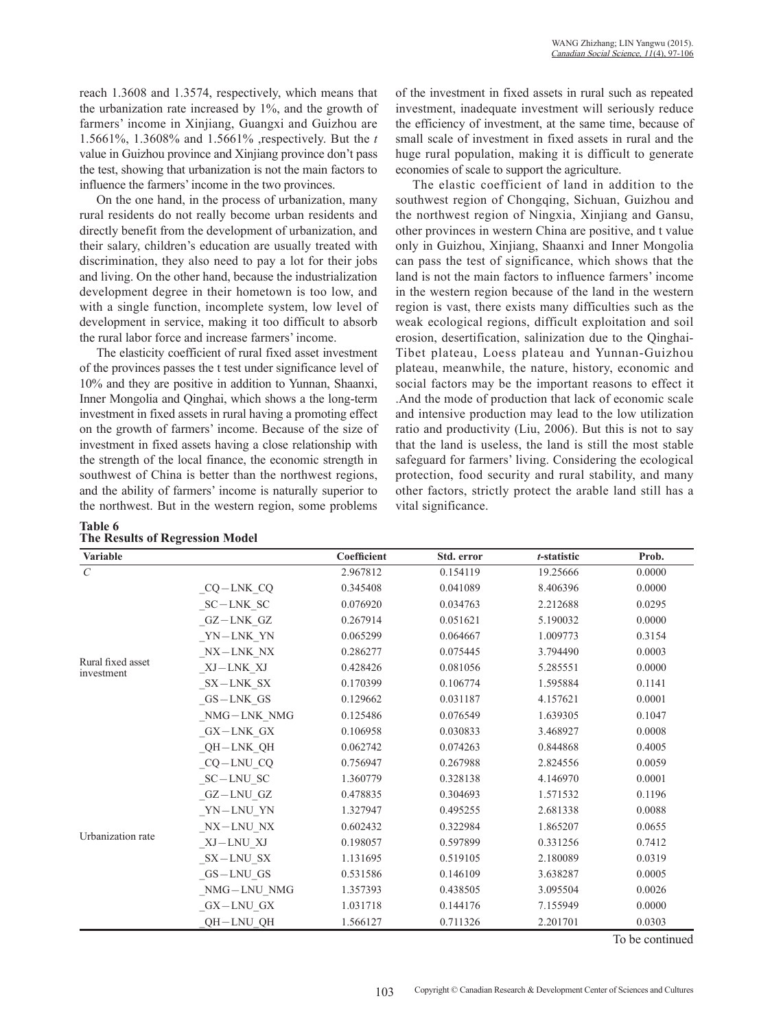reach 1.3608 and 1.3574, respectively, which means that the urbanization rate increased by 1%, and the growth of farmers' income in Xinjiang, Guangxi and Guizhou are 1.5661%, 1.3608% and 1.5661% ,respectively. But the *t* value in Guizhou province and Xinjiang province don't pass the test, showing that urbanization is not the main factors to influence the farmers' income in the two provinces.

On the one hand, in the process of urbanization, many rural residents do not really become urban residents and directly benefit from the development of urbanization, and their salary, children's education are usually treated with discrimination, they also need to pay a lot for their jobs and living. On the other hand, because the industrialization development degree in their hometown is too low, and with a single function, incomplete system, low level of development in service, making it too difficult to absorb the rural labor force and increase farmers' income.

The elasticity coefficient of rural fixed asset investment of the provinces passes the t test under significance level of 10% and they are positive in addition to Yunnan, Shaanxi, Inner Mongolia and Qinghai, which shows a the long-term investment in fixed assets in rural having a promoting effect on the growth of farmers' income. Because of the size of investment in fixed assets having a close relationship with the strength of the local finance, the economic strength in southwest of China is better than the northwest regions, and the ability of farmers' income is naturally superior to the northwest. But in the western region, some problems of the investment in fixed assets in rural such as repeated investment, inadequate investment will seriously reduce the efficiency of investment, at the same time, because of small scale of investment in fixed assets in rural and the huge rural population, making it is difficult to generate economies of scale to support the agriculture.

The elastic coefficient of land in addition to the southwest region of Chongqing, Sichuan, Guizhou and the northwest region of Ningxia, Xinjiang and Gansu, other provinces in western China are positive, and t value only in Guizhou, Xinjiang, Shaanxi and Inner Mongolia can pass the test of significance, which shows that the land is not the main factors to influence farmers' income in the western region because of the land in the western region is vast, there exists many difficulties such as the weak ecological regions, difficult exploitation and soil erosion, desertification, salinization due to the Qinghai-Tibet plateau, Loess plateau and Yunnan-Guizhou plateau, meanwhile, the nature, history, economic and social factors may be the important reasons to effect it .And the mode of production that lack of economic scale and intensive production may lead to the low utilization ratio and productivity (Liu, 2006). But this is not to say that the land is useless, the land is still the most stable safeguard for farmers' living. Considering the ecological protection, food security and rural stability, and many other factors, strictly protect the arable land still has a vital significance.

**Table 6**
**The Results of Regression Model**

| Variable | | Coefficient | Std. error | *t*-statistic | Prob. |
|---|---|---|---|---|---|
| *C* | | 2.967812 | 0.154119 | 19.25666 | 0.0000 |
| Rural fixed asset investment | _CQ—LNK_CQ | 0.345408 | 0.041089 | 8.406396 | 0.0000 |
| | _SC—LNK_SC | 0.076920 | 0.034763 | 2.212688 | 0.0295 |
| | _GZ—LNK_GZ | 0.267914 | 0.051621 | 5.190032 | 0.0000 |
| | _YN—LNK_YN | 0.065299 | 0.064667 | 1.009773 | 0.3154 |
| | _NX—LNK_NX | 0.286277 | 0.075445 | 3.794490 | 0.0003 |
| | _XJ—LNK_XJ | 0.428426 | 0.081056 | 5.285551 | 0.0000 |
| | _SX—LNK_SX | 0.170399 | 0.106774 | 1.595884 | 0.1141 |
| | _GS—LNK_GS | 0.129662 | 0.031187 | 4.157621 | 0.0001 |
| | _NMG—LNK_NMG | 0.125486 | 0.076549 | 1.639305 | 0.1047 |
| | _GX—LNK_GX | 0.106958 | 0.030833 | 3.468927 | 0.0008 |
| | _QH—LNK_QH | 0.062742 | 0.074263 | 0.844868 | 0.4005 |
| Urbanization rate | _CQ—LNU_CQ | 0.756947 | 0.267988 | 2.824556 | 0.0059 |
| | _SC—LNU_SC | 1.360779 | 0.328138 | 4.146970 | 0.0001 |
| | _GZ—LNU_GZ | 0.478835 | 0.304693 | 1.571532 | 0.1196 |
| | _YN—LNU_YN | 1.327947 | 0.495255 | 2.681338 | 0.0088 |
| | _NX—LNU_NX | 0.602432 | 0.322984 | 1.865207 | 0.0655 |
| | _XJ—LNU_XJ | 0.198057 | 0.597899 | 0.331256 | 0.7412 |
| | _SX—LNU_SX | 1.131695 | 0.519105 | 2.180089 | 0.0319 |
| | _GS—LNU_GS | 0.531586 | 0.146109 | 3.638287 | 0.0005 |
| | _NMG—LNU_NMG | 1.357393 | 0.438505 | 3.095504 | 0.0026 |
| | _GX—LNU_GX | 1.031718 | 0.144176 | 7.155949 | 0.0000 |
| | _QH—LNU_QH | 1.566127 | 0.711326 | 2.201701 | 0.0303 |

To be continued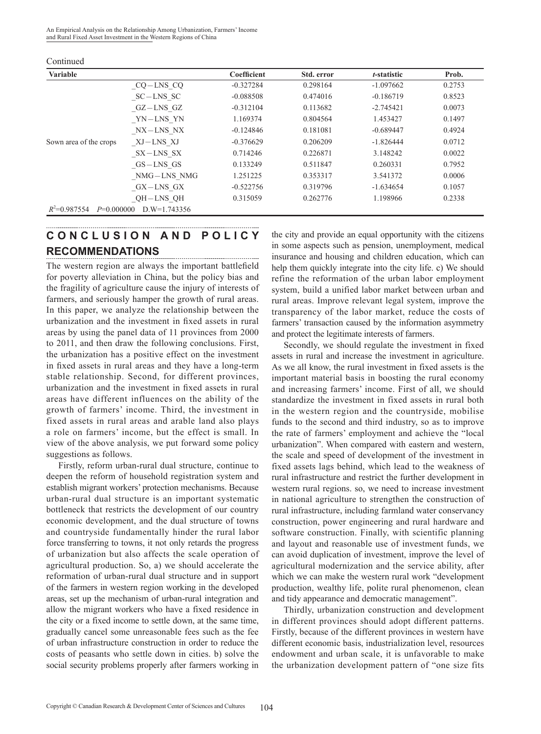Continued

| Variable | | Coefficient | Std. error | *t*-statistic | Prob. |
|---|---|---|---|---|---|
| | _CQ－LNS_CQ | -0.327284 | 0.298164 | -1.097662 | 0.2753 |
| | _SC－LNS_SC | -0.088508 | 0.474016 | -0.186719 | 0.8523 |
| | _GZ－LNS_GZ | -0.312104 | 0.113682 | -2.745421 | 0.0073 |
| | _YN－LNS_YN | 1.169374 | 0.804564 | 1.453427 | 0.1497 |
| | _NX－LNS_NX | -0.124846 | 0.181081 | -0.689447 | 0.4924 |
| Sown area of the crops | _XJ－LNS_XJ | -0.376629 | 0.206209 | -1.826444 | 0.0712 |
| | _SX－LNS_SX | 0.714246 | 0.226871 | 3.148242 | 0.0022 |
| | _GS－LNS_GS | 0.133249 | 0.511847 | 0.260331 | 0.7952 |
| | _NMG－LNS_NMG | 1.251225 | 0.353317 | 3.541372 | 0.0006 |
| | _GX－LNS_GX | -0.522756 | 0.319796 | -1.634654 | 0.1057 |
| | _QH－LNS_QH | 0.315059 | 0.262776 | 1.198966 | 0.2338 |
| $R^2$=0.987554 $P$=0.000000 D.W=1.743356 | | | | | |

## CONCLUSION AND POLICY RECOMMENDATIONS

The western region are always the important battlefield for poverty alleviation in China, but the policy bias and the fragility of agriculture cause the injury of interests of farmers, and seriously hamper the growth of rural areas. In this paper, we analyze the relationship between the urbanization and the investment in fixed assets in rural areas by using the panel data of 11 provinces from 2000 to 2011, and then draw the following conclusions. First, the urbanization has a positive effect on the investment in fixed assets in rural areas and they have a long-term stable relationship. Second, for different provinces, urbanization and the investment in fixed assets in rural areas have different influences on the ability of the growth of farmers' income. Third, the investment in fixed assets in rural areas and arable land also plays a role on farmers' income, but the effect is small. In view of the above analysis, we put forward some policy suggestions as follows.

Firstly, reform urban-rural dual structure, continue to deepen the reform of household registration system and establish migrant workers' protection mechanisms. Because urban-rural dual structure is an important systematic bottleneck that restricts the development of our country economic development, and the dual structure of towns and countryside fundamentally hinder the rural labor force transferring to towns, it not only retards the progress of urbanization but also affects the scale operation of agricultural production. So, a) we should accelerate the reformation of urban-rural dual structure and in support of the farmers in western region working in the developed areas, set up the mechanism of urban-rural integration and allow the migrant workers who have a fixed residence in the city or a fixed income to settle down, at the same time, gradually cancel some unreasonable fees such as the fee of urban infrastructure construction in order to reduce the costs of peasants who settle down in cities. b) solve the social security problems properly after farmers working in the city and provide an equal opportunity with the citizens in some aspects such as pension, unemployment, medical insurance and housing and children education, which can help them quickly integrate into the city life. c) We should refine the reformation of the urban labor employment system, build a unified labor market between urban and rural areas. Improve relevant legal system, improve the transparency of the labor market, reduce the costs of farmers' transaction caused by the information asymmetry and protect the legitimate interests of farmers.

Secondly, we should regulate the investment in fixed assets in rural and increase the investment in agriculture. As we all know, the rural investment in fixed assets is the important material basis in boosting the rural economy and increasing farmers' income. First of all, we should standardize the investment in fixed assets in rural both in the western region and the countryside, mobilise funds to the second and third industry, so as to improve the rate of farmers' employment and achieve the "local urbanization". When compared with eastern and western, the scale and speed of development of the investment in fixed assets lags behind, which lead to the weakness of rural infrastructure and restrict the further development in western rural regions. so, we need to increase investment in national agriculture to strengthen the construction of rural infrastructure, including farmland water conservancy construction, power engineering and rural hardware and software construction. Finally, with scientific planning and layout and reasonable use of investment funds, we can avoid duplication of investment, improve the level of agricultural modernization and the service ability, after which we can make the western rural work "development production, wealthy life, polite rural phenomenon, clean and tidy appearance and democratic management".

Thirdly, urbanization construction and development in different provinces should adopt different patterns. Firstly, because of the different provinces in western have different economic basis, industrialization level, resources endowment and urban scale, it is unfavorable to make the urbanization development pattern of "one size fits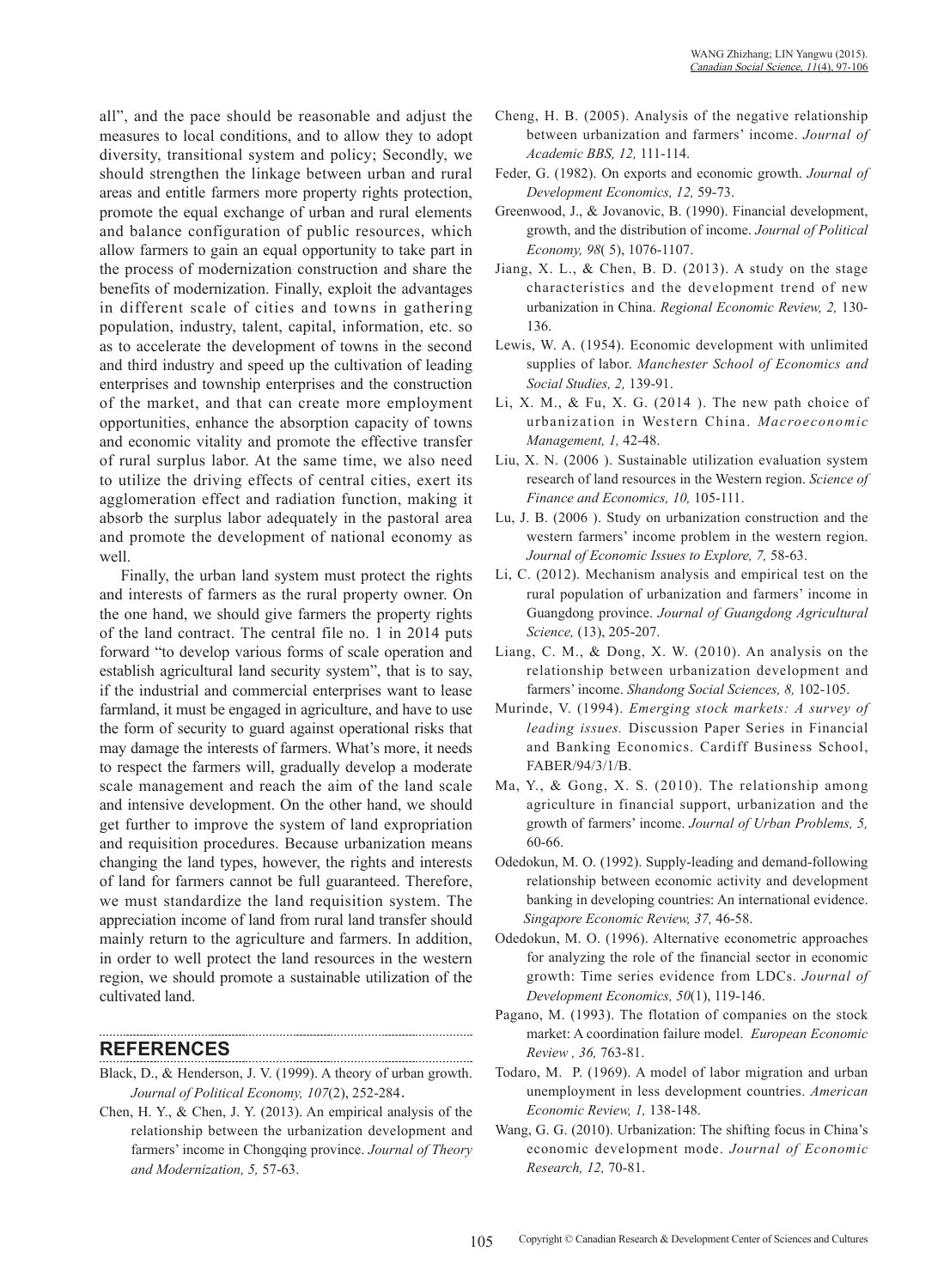all", and the pace should be reasonable and adjust the measures to local conditions, and to allow they to adopt diversity, transitional system and policy; Secondly, we should strengthen the linkage between urban and rural areas and entitle farmers more property rights protection, promote the equal exchange of urban and rural elements and balance configuration of public resources, which allow farmers to gain an equal opportunity to take part in the process of modernization construction and share the benefits of modernization. Finally, exploit the advantages in different scale of cities and towns in gathering population, industry, talent, capital, information, etc. so as to accelerate the development of towns in the second and third industry and speed up the cultivation of leading enterprises and township enterprises and the construction of the market, and that can create more employment opportunities, enhance the absorption capacity of towns and economic vitality and promote the effective transfer of rural surplus labor. At the same time, we also need to utilize the driving effects of central cities, exert its agglomeration effect and radiation function, making it absorb the surplus labor adequately in the pastoral area and promote the development of national economy as well.

Finally, the urban land system must protect the rights and interests of farmers as the rural property owner. On the one hand, we should give farmers the property rights of the land contract. The central file no. 1 in 2014 puts forward "to develop various forms of scale operation and establish agricultural land security system", that is to say, if the industrial and commercial enterprises want to lease farmland, it must be engaged in agriculture, and have to use the form of security to guard against operational risks that may damage the interests of farmers. What's more, it needs to respect the farmers will, gradually develop a moderate scale management and reach the aim of the land scale and intensive development. On the other hand, we should get further to improve the system of land expropriation and requisition procedures. Because urbanization means changing the land types, however, the rights and interests of land for farmers cannot be full guaranteed. Therefore, we must standardize the land requisition system. The appreciation income of land from rural land transfer should mainly return to the agriculture and farmers. In addition, in order to well protect the land resources in the western region, we should promote a sustainable utilization of the cultivated land.

## REFERENCES

Black, D., & Henderson, J. V. (1999). A theory of urban growth. *Journal of Political Economy, 107*(2), 252-284.

Chen, H. Y., & Chen, J. Y. (2013). An empirical analysis of the relationship between the urbanization development and farmers' income in Chongqing province. *Journal of Theory and Modernization, 5,* 57-63.

Cheng, H. B. (2005). Analysis of the negative relationship between urbanization and farmers' income. *Journal of Academic BBS, 12,* 111-114.

Feder, G. (1982). On exports and economic growth. *Journal of Development Economics, 12,* 59-73.

Greenwood, J., & Jovanovic, B. (1990). Financial development, growth, and the distribution of income. *Journal of Political Economy, 98*( 5), 1076-1107.

Jiang, X. L., & Chen, B. D. (2013). A study on the stage characteristics and the development trend of new urbanization in China. *Regional Economic Review, 2,* 130-136.

Lewis, W. A. (1954). Economic development with unlimited supplies of labor. *Manchester School of Economics and Social Studies, 2,* 139-91.

Li, X. M., & Fu, X. G. (2014 ). The new path choice of urbanization in Western China. *Macroeconomic Management, 1,* 42-48.

Liu, X. N. (2006 ). Sustainable utilization evaluation system research of land resources in the Western region. *Science of Finance and Economics, 10,* 105-111.

Lu, J. B. (2006 ). Study on urbanization construction and the western farmers' income problem in the western region. *Journal of Economic Issues to Explore, 7,* 58-63.

Li, C. (2012). Mechanism analysis and empirical test on the rural population of urbanization and farmers' income in Guangdong province. *Journal of Guangdong Agricultural Science,* (13), 205-207.

Liang, C. M., & Dong, X. W. (2010). An analysis on the relationship between urbanization development and farmers' income. *Shandong Social Sciences, 8,* 102-105.

Murinde, V. (1994). *Emerging stock markets: A survey of leading issues.* Discussion Paper Series in Financial and Banking Economics. Cardiff Business School, FABER/94/3/1/B.

Ma, Y., & Gong, X. S. (2010). The relationship among agriculture in financial support, urbanization and the growth of farmers' income. *Journal of Urban Problems, 5,* 60-66.

Odedokun, M. O. (1992). Supply-leading and demand-following relationship between economic activity and development banking in developing countries: An international evidence. *Singapore Economic Review, 37,* 46-58.

Odedokun, M. O. (1996). Alternative econometric approaches for analyzing the role of the financial sector in economic growth: Time series evidence from LDCs. *Journal of Development Economics, 50*(1), 119-146.

Pagano, M. (1993). The flotation of companies on the stock market: A coordination failure model. *European Economic Review , 36,* 763-81.

Todaro, M. P. (1969). A model of labor migration and urban unemployment in less development countries. *American Economic Review, 1,* 138-148.

Wang, G. G. (2010). Urbanization: The shifting focus in China's economic development mode. *Journal of Economic Research, 12,* 70-81.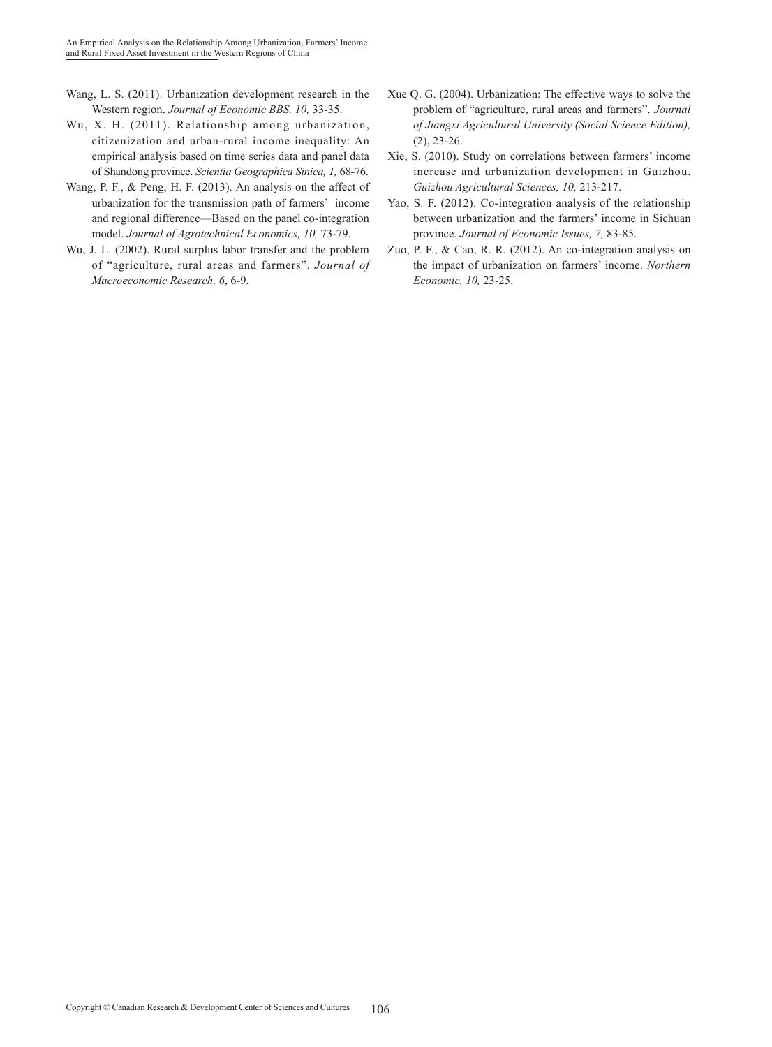Wang, L. S. (2011). Urbanization development research in the Western region. *Journal of Economic BBS, 10,* 33-35.

Wu, X. H. (2011). Relationship among urbanization, citizenization and urban-rural income inequality: An empirical analysis based on time series data and panel data of Shandong province. *Scientia Geographica Sinica, 1,* 68-76.

Wang, P. F., & Peng, H. F. (2013). An analysis on the affect of urbanization for the transmission path of farmers' income and regional difference—Based on the panel co-integration model. *Journal of Agrotechnical Economics, 10,* 73-79.

Wu, J. L. (2002). Rural surplus labor transfer and the problem of "agriculture, rural areas and farmers". *Journal of Macroeconomic Research, 6*, 6-9.

Xue Q. G. (2004). Urbanization: The effective ways to solve the problem of "agriculture, rural areas and farmers". *Journal of Jiangxi Agricultural University (Social Science Edition),* (2), 23-26.

Xie, S. (2010). Study on correlations between farmers' income increase and urbanization development in Guizhou. *Guizhou Agricultural Sciences, 10,* 213-217.

Yao, S. F. (2012). Co-integration analysis of the relationship between urbanization and the farmers' income in Sichuan province. *Journal of Economic Issues, 7,* 83-85.

Zuo, P. F., & Cao, R. R. (2012). An co-integration analysis on the impact of urbanization on farmers' income. *Northern Economic, 10,* 23-25.